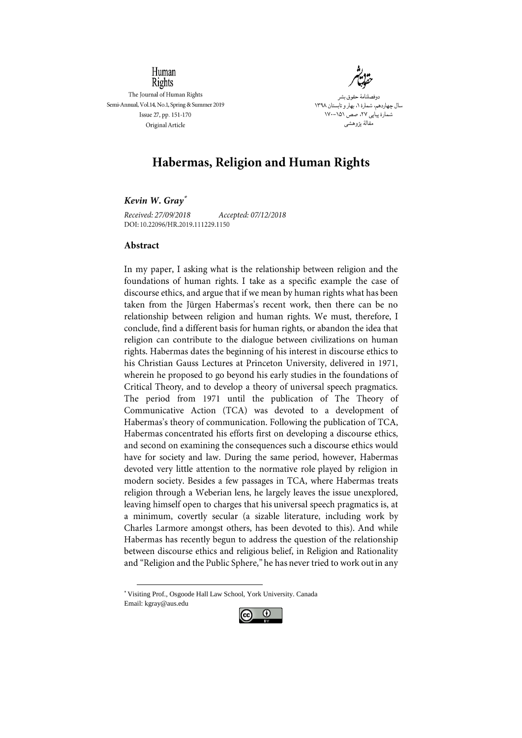Human Rights

The Journal of Human Rights
Semi-Annual, Vol.14, No.1, Spring & Summer 2019
Issue 27, pp. 151-170
Original Article

حقوق بشر

دوفصلنامهٔ حقوق بشر
سال چهاردهم، شمارهٔ ۱، بهار و تابستان ۱۳۹۸
شمارهٔ پیاپی ۲۷، صص ۱۵۱-۱۷۰
مقالهٔ پژوهشی

# Habermas, Religion and Human Rights

***Kevin W. Gray*** [*]

*Received: 27/09/2018* *Accepted: 07/12/2018*
DOI: 10.22096/HR.2019.111229.1150

## Abstract

In my paper, I asking what is the relationship between religion and the foundations of human rights. I take as a specific example the case of discourse ethics, and argue that if we mean by human rights what has been taken from the Jürgen Habermas's recent work, then there can be no relationship between religion and human rights. We must, therefore, I conclude, find a different basis for human rights, or abandon the idea that religion can contribute to the dialogue between civilizations on human rights. Habermas dates the beginning of his interest in discourse ethics to his Christian Gauss Lectures at Princeton University, delivered in 1971, wherein he proposed to go beyond his early studies in the foundations of Critical Theory, and to develop a theory of universal speech pragmatics. The period from 1971 until the publication of The Theory of Communicative Action (TCA) was devoted to a development of Habermas's theory of communication. Following the publication of TCA, Habermas concentrated his efforts first on developing a discourse ethics, and second on examining the consequences such a discourse ethics would have for society and law. During the same period, however, Habermas devoted very little attention to the normative role played by religion in modern society. Besides a few passages in TCA, where Habermas treats religion through a Weberian lens, he largely leaves the issue unexplored, leaving himself open to charges that his universal speech pragmatics is, at a minimum, covertly secular (a sizable literature, including work by Charles Larmore amongst others, has been devoted to this). And while Habermas has recently begun to address the question of the relationship between discourse ethics and religious belief, in Religion and Rationality and "Religion and the Public Sphere," he has never tried to work out in any

---

[*] Visiting Prof., Osgoode Hall Law School, York University. Canada
Email: kgray@aus.edu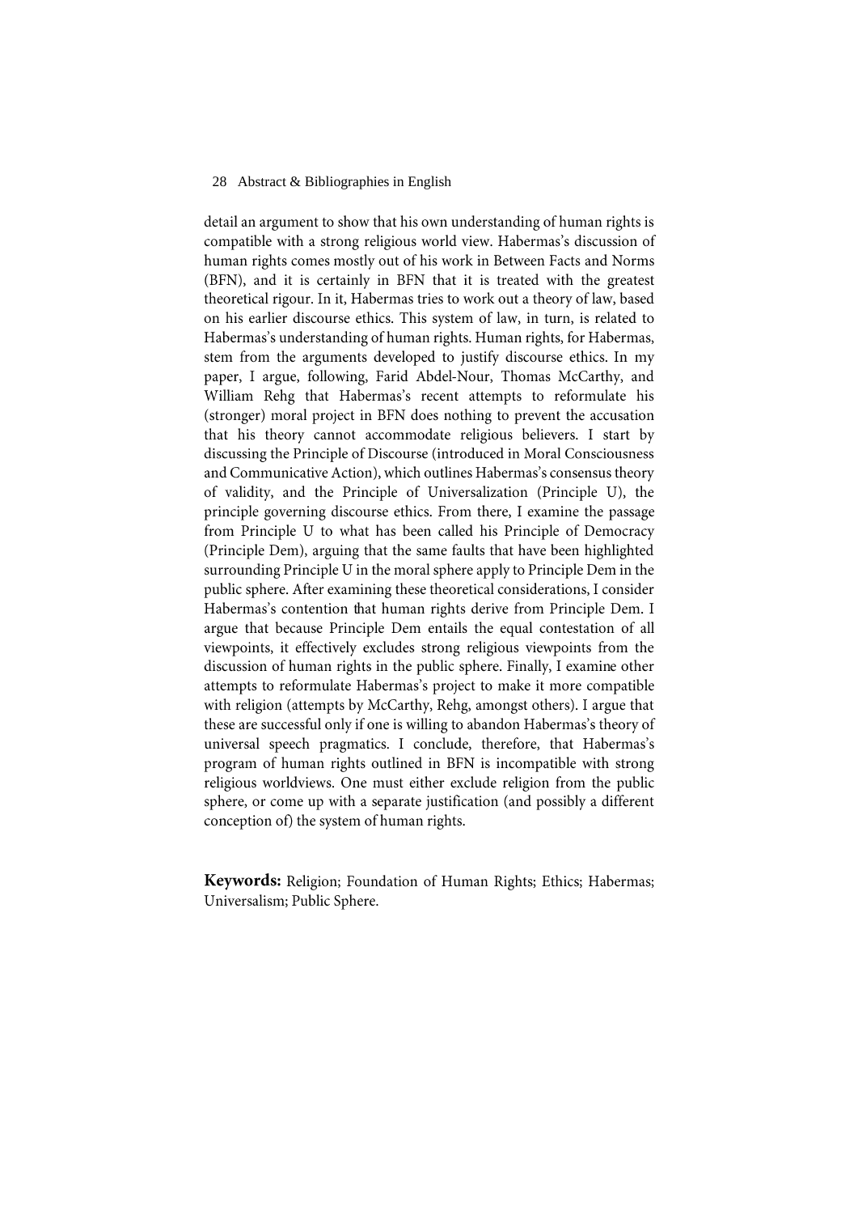detail an argument to show that his own understanding of human rights is compatible with a strong religious world view. Habermas's discussion of human rights comes mostly out of his work in Between Facts and Norms (BFN), and it is certainly in BFN that it is treated with the greatest theoretical rigour. In it, Habermas tries to work out a theory of law, based on his earlier discourse ethics. This system of law, in turn, is related to Habermas's understanding of human rights. Human rights, for Habermas, stem from the arguments developed to justify discourse ethics. In my paper, I argue, following, Farid Abdel-Nour, Thomas McCarthy, and William Rehg that Habermas's recent attempts to reformulate his (stronger) moral project in BFN does nothing to prevent the accusation that his theory cannot accommodate religious believers. I start by discussing the Principle of Discourse (introduced in Moral Consciousness and Communicative Action), which outlines Habermas's consensus theory of validity, and the Principle of Universalization (Principle U), the principle governing discourse ethics. From there, I examine the passage from Principle U to what has been called his Principle of Democracy (Principle Dem), arguing that the same faults that have been highlighted surrounding Principle U in the moral sphere apply to Principle Dem in the public sphere. After examining these theoretical considerations, I consider Habermas's contention that human rights derive from Principle Dem. I argue that because Principle Dem entails the equal contestation of all viewpoints, it effectively excludes strong religious viewpoints from the discussion of human rights in the public sphere. Finally, I examine other attempts to reformulate Habermas's project to make it more compatible with religion (attempts by McCarthy, Rehg, amongst others). I argue that these are successful only if one is willing to abandon Habermas's theory of universal speech pragmatics. I conclude, therefore, that Habermas's program of human rights outlined in BFN is incompatible with strong religious worldviews. One must either exclude religion from the public sphere, or come up with a separate justification (and possibly a different conception of) the system of human rights.

**Keywords:** Religion; Foundation of Human Rights; Ethics; Habermas; Universalism; Public Sphere.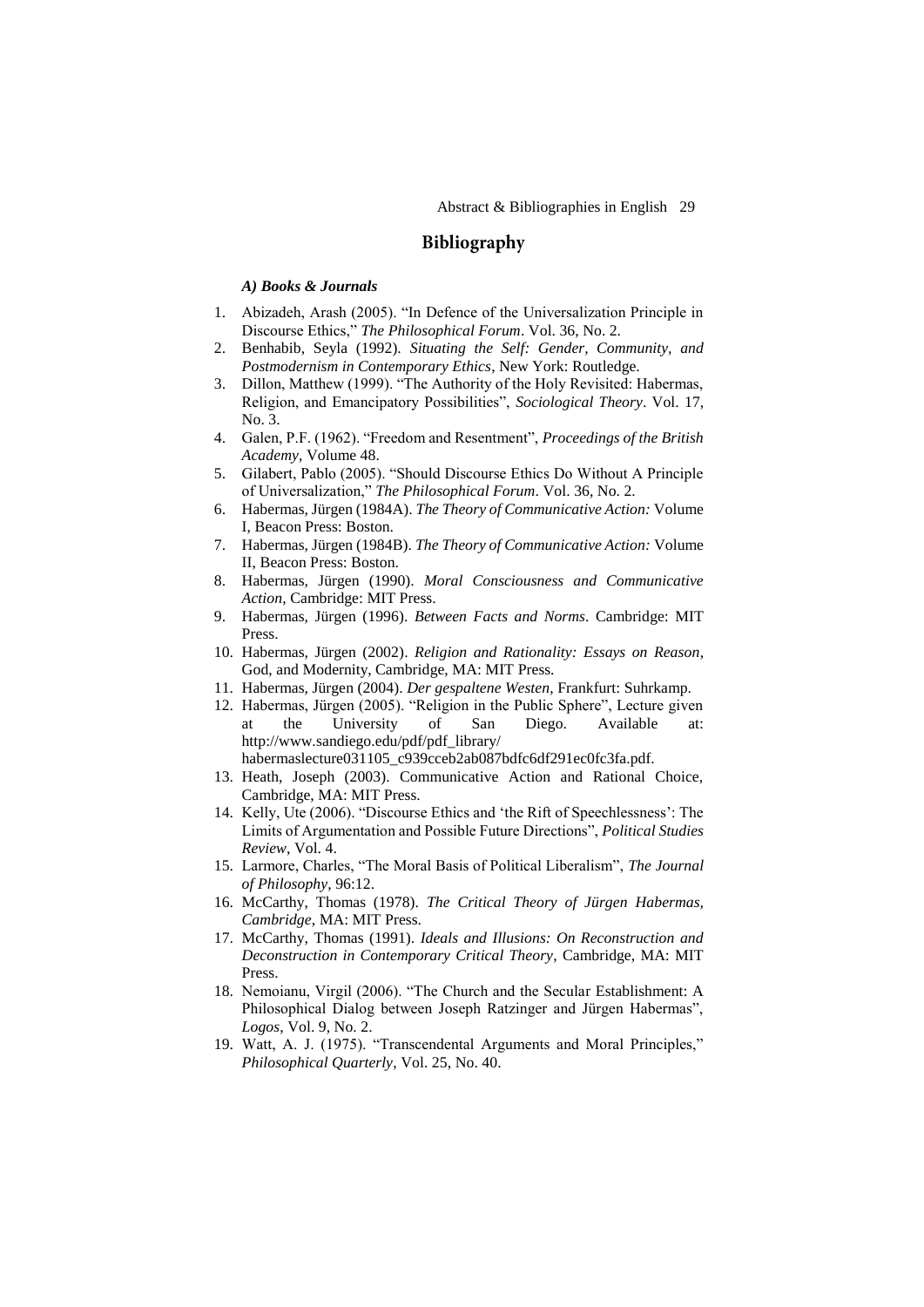## Bibliography

***A) Books & Journals***

1. Abizadeh, Arash (2005). "In Defence of the Universalization Principle in Discourse Ethics," *The Philosophical Forum*. Vol. 36, No. 2.
2. Benhabib, Seyla (1992). *Situating the Self: Gender, Community, and Postmodernism in Contemporary Ethics*, New York: Routledge.
3. Dillon, Matthew (1999). "The Authority of the Holy Revisited: Habermas, Religion, and Emancipatory Possibilities", *Sociological Theory*. Vol. 17, No. 3.
4. Galen, P.F. (1962). "Freedom and Resentment", *Proceedings of the British Academy*, Volume 48.
5. Gilabert, Pablo (2005). "Should Discourse Ethics Do Without A Principle of Universalization," *The Philosophical Forum*. Vol. 36, No. 2.
6. Habermas, Jürgen (1984A). *The Theory of Communicative Action:* Volume I, Beacon Press: Boston.
7. Habermas, Jürgen (1984B). *The Theory of Communicative Action:* Volume II, Beacon Press: Boston.
8. Habermas, Jürgen (1990). *Moral Consciousness and Communicative Action*, Cambridge: MIT Press.
9. Habermas, Jürgen (1996). *Between Facts and Norms*. Cambridge: MIT Press.
10. Habermas, Jürgen (2002). *Religion and Rationality: Essays on Reason*, God, and Modernity, Cambridge, MA: MIT Press.
11. Habermas, Jürgen (2004). *Der gespaltene Westen*, Frankfurt: Suhrkamp.
12. Habermas, Jürgen (2005). "Religion in the Public Sphere", Lecture given at the University of San Diego. Available at: http://www.sandiego.edu/pdf/pdf_library/habermaslecture031105_c939cceb2ab087bdfc6df291ec0fc3fa.pdf.
13. Heath, Joseph (2003). Communicative Action and Rational Choice, Cambridge, MA: MIT Press.
14. Kelly, Ute (2006). "Discourse Ethics and 'the Rift of Speechlessness': The Limits of Argumentation and Possible Future Directions", *Political Studies Review*, Vol. 4.
15. Larmore, Charles, "The Moral Basis of Political Liberalism", *The Journal of Philosophy*, 96:12.
16. McCarthy, Thomas (1978). *The Critical Theory of Jürgen Habermas, Cambridge*, MA: MIT Press.
17. McCarthy, Thomas (1991). *Ideals and Illusions: On Reconstruction and Deconstruction in Contemporary Critical Theory*, Cambridge, MA: MIT Press.
18. Nemoianu, Virgil (2006). "The Church and the Secular Establishment: A Philosophical Dialog between Joseph Ratzinger and Jürgen Habermas", *Logos*, Vol. 9, No. 2.
19. Watt, A. J. (1975). "Transcendental Arguments and Moral Principles," *Philosophical Quarterly*, Vol. 25, No. 40.